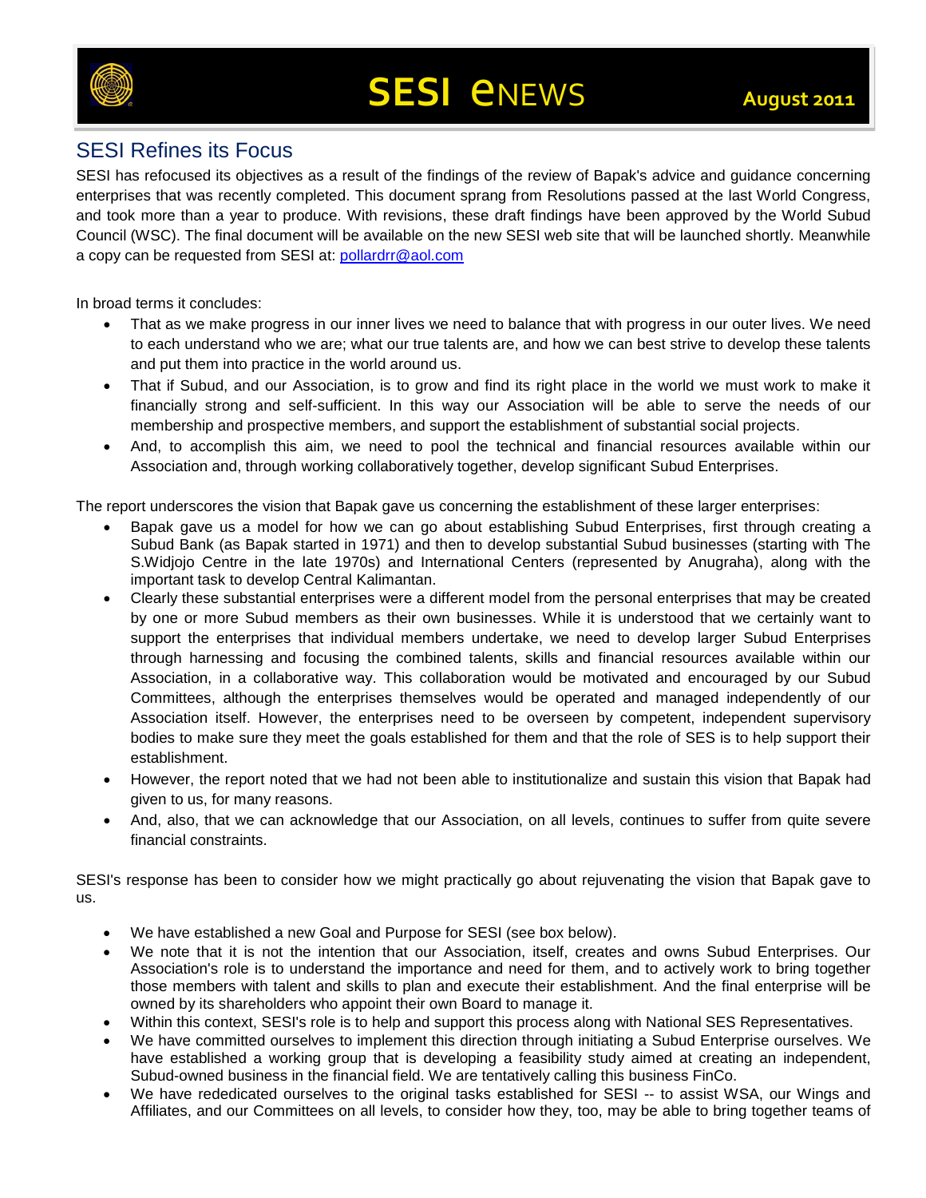# SESI eNEWS

August 2011

## SESI Refines its Focus

SESI has refocused its objectives as a result of the findings of the review of Bapak's advice and guidance concerning enterprises that was recently completed. This document sprang from Resolutions passed at the last World Congress, and took more than a year to produce. With revisions, these draft findings have been approved by the World Subud Council (WSC). The final document will be available on the new SESI web site that will be launched shortly. Meanwhile a copy can be requested from SESI at: pollardrr@aol.com

In broad terms it concludes:

- That as we make progress in our inner lives we need to balance that with progress in our outer lives. We need to each understand who we are; what our true talents are, and how we can best strive to develop these talents and put them into practice in the world around us.
- That if Subud, and our Association, is to grow and find its right place in the world we must work to make it financially strong and self-sufficient. In this way our Association will be able to serve the needs of our membership and prospective members, and support the establishment of substantial social projects.
- And, to accomplish this aim, we need to pool the technical and financial resources available within our Association and, through working collaboratively together, develop significant Subud Enterprises.

The report underscores the vision that Bapak gave us concerning the establishment of these larger enterprises:

- Bapak gave us a model for how we can go about establishing Subud Enterprises, first through creating a Subud Bank (as Bapak started in 1971) and then to develop substantial Subud businesses (starting with The S.Widjojo Centre in the late 1970s) and International Centers (represented by Anugraha), along with the important task to develop Central Kalimantan.
- Clearly these substantial enterprises were a different model from the personal enterprises that may be created by one or more Subud members as their own businesses. While it is understood that we certainly want to support the enterprises that individual members undertake, we need to develop larger Subud Enterprises through harnessing and focusing the combined talents, skills and financial resources available within our Association, in a collaborative way. This collaboration would be motivated and encouraged by our Subud Committees, although the enterprises themselves would be operated and managed independently of our Association itself. However, the enterprises need to be overseen by competent, independent supervisory bodies to make sure they meet the goals established for them and that the role of SES is to help support their establishment.
- However, the report noted that we had not been able to institutionalize and sustain this vision that Bapak had given to us, for many reasons.
- And, also, that we can acknowledge that our Association, on all levels, continues to suffer from quite severe financial constraints.

SESI's response has been to consider how we might practically go about rejuvenating the vision that Bapak gave to us.

- We have established a new Goal and Purpose for SESI (see box below).
- We note that it is not the intention that our Association, itself, creates and owns Subud Enterprises. Our Association's role is to understand the importance and need for them, and to actively work to bring together those members with talent and skills to plan and execute their establishment. And the final enterprise will be owned by its shareholders who appoint their own Board to manage it.
- Within this context, SESI's role is to help and support this process along with National SES Representatives.
- We have committed ourselves to implement this direction through initiating a Subud Enterprise ourselves. We have established a working group that is developing a feasibility study aimed at creating an independent, Subud-owned business in the financial field. We are tentatively calling this business FinCo.
- We have rededicated ourselves to the original tasks established for SESI -- to assist WSA, our Wings and Affiliates, and our Committees on all levels, to consider how they, too, may be able to bring together teams of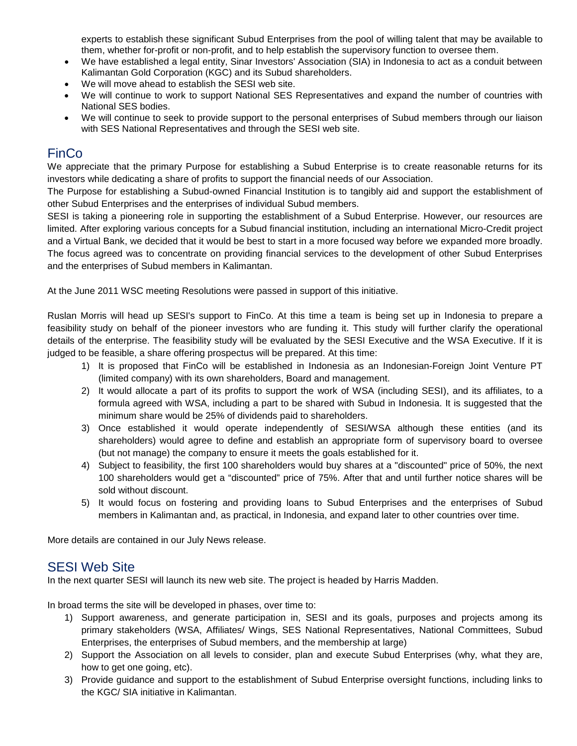experts to establish these significant Subud Enterprises from the pool of willing talent that may be available to them, whether for-profit or non-profit, and to help establish the supervisory function to oversee them.

- We have established a legal entity, Sinar Investors' Association (SIA) in Indonesia to act as a conduit between Kalimantan Gold Corporation (KGC) and its Subud shareholders.
- We will move ahead to establish the SESI web site.
- We will continue to work to support National SES Representatives and expand the number of countries with National SES bodies.
- We will continue to seek to provide support to the personal enterprises of Subud members through our liaison with SES National Representatives and through the SESI web site.

## FinCo

We appreciate that the primary Purpose for establishing a Subud Enterprise is to create reasonable returns for its investors while dedicating a share of profits to support the financial needs of our Association.

The Purpose for establishing a Subud-owned Financial Institution is to tangibly aid and support the establishment of other Subud Enterprises and the enterprises of individual Subud members.

SESI is taking a pioneering role in supporting the establishment of a Subud Enterprise. However, our resources are limited. After exploring various concepts for a Subud financial institution, including an international Micro-Credit project and a Virtual Bank, we decided that it would be best to start in a more focused way before we expanded more broadly. The focus agreed was to concentrate on providing financial services to the development of other Subud Enterprises and the enterprises of Subud members in Kalimantan.

At the June 2011 WSC meeting Resolutions were passed in support of this initiative.

Ruslan Morris will head up SESI's support to FinCo. At this time a team is being set up in Indonesia to prepare a feasibility study on behalf of the pioneer investors who are funding it. This study will further clarify the operational details of the enterprise. The feasibility study will be evaluated by the SESI Executive and the WSA Executive. If it is judged to be feasible, a share offering prospectus will be prepared. At this time:

1) It is proposed that FinCo will be established in Indonesia as an Indonesian-Foreign Joint Venture PT (limited company) with its own shareholders, Board and management.
2) It would allocate a part of its profits to support the work of WSA (including SESI), and its affiliates, to a formula agreed with WSA, including a part to be shared with Subud in Indonesia. It is suggested that the minimum share would be 25% of dividends paid to shareholders.
3) Once established it would operate independently of SESI/WSA although these entities (and its shareholders) would agree to define and establish an appropriate form of supervisory board to oversee (but not manage) the company to ensure it meets the goals established for it.
4) Subject to feasibility, the first 100 shareholders would buy shares at a "discounted" price of 50%, the next 100 shareholders would get a "discounted" price of 75%. After that and until further notice shares will be sold without discount.
5) It would focus on fostering and providing loans to Subud Enterprises and the enterprises of Subud members in Kalimantan and, as practical, in Indonesia, and expand later to other countries over time.

More details are contained in our July News release.

## SESI Web Site

In the next quarter SESI will launch its new web site. The project is headed by Harris Madden.

In broad terms the site will be developed in phases, over time to:

1) Support awareness, and generate participation in, SESI and its goals, purposes and projects among its primary stakeholders (WSA, Affiliates/ Wings, SES National Representatives, National Committees, Subud Enterprises, the enterprises of Subud members, and the membership at large)
2) Support the Association on all levels to consider, plan and execute Subud Enterprises (why, what they are, how to get one going, etc).
3) Provide guidance and support to the establishment of Subud Enterprise oversight functions, including links to the KGC/ SIA initiative in Kalimantan.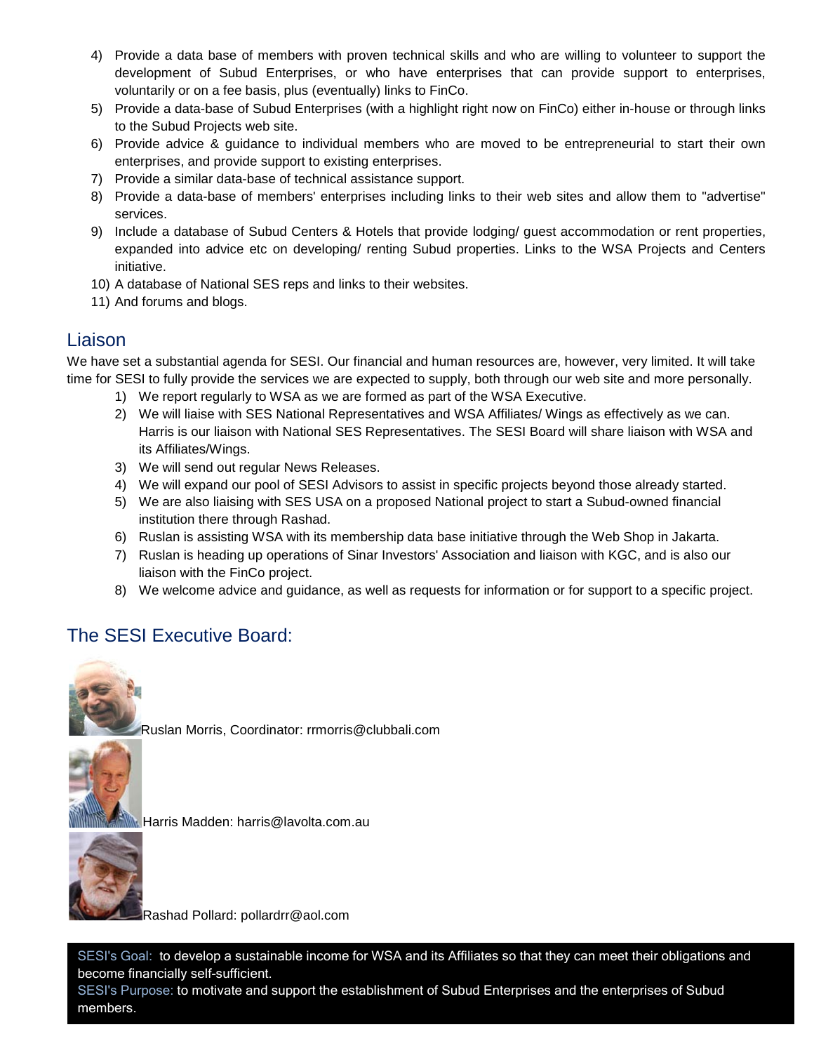4) Provide a data base of members with proven technical skills and who are willing to volunteer to support the development of Subud Enterprises, or who have enterprises that can provide support to enterprises, voluntarily or on a fee basis, plus (eventually) links to FinCo.
5) Provide a data-base of Subud Enterprises (with a highlight right now on FinCo) either in-house or through links to the Subud Projects web site.
6) Provide advice & guidance to individual members who are moved to be entrepreneurial to start their own enterprises, and provide support to existing enterprises.
7) Provide a similar data-base of technical assistance support.
8) Provide a data-base of members' enterprises including links to their web sites and allow them to "advertise" services.
9) Include a database of Subud Centers & Hotels that provide lodging/ guest accommodation or rent properties, expanded into advice etc on developing/ renting Subud properties. Links to the WSA Projects and Centers initiative.
10) A database of National SES reps and links to their websites.
11) And forums and blogs.

## Liaison

We have set a substantial agenda for SESI. Our financial and human resources are, however, very limited. It will take time for SESI to fully provide the services we are expected to supply, both through our web site and more personally.

1) We report regularly to WSA as we are formed as part of the WSA Executive.
2) We will liaise with SES National Representatives and WSA Affiliates/ Wings as effectively as we can. Harris is our liaison with National SES Representatives. The SESI Board will share liaison with WSA and its Affiliates/Wings.
3) We will send out regular News Releases.
4) We will expand our pool of SESI Advisors to assist in specific projects beyond those already started.
5) We are also liaising with SES USA on a proposed National project to start a Subud-owned financial institution there through Rashad.
6) Ruslan is assisting WSA with its membership data base initiative through the Web Shop in Jakarta.
7) Ruslan is heading up operations of Sinar Investors' Association and liaison with KGC, and is also our liaison with the FinCo project.
8) We welcome advice and guidance, as well as requests for information or for support to a specific project.

## The SESI Executive Board:

Ruslan Morris, Coordinator: rrmorris@clubbali.com

Harris Madden: harris@lavolta.com.au

Rashad Pollard: pollardrr@aol.com

SESI's Goal: to develop a sustainable income for WSA and its Affiliates so that they can meet their obligations and become financially self-sufficient.
SESI's Purpose: to motivate and support the establishment of Subud Enterprises and the enterprises of Subud members.